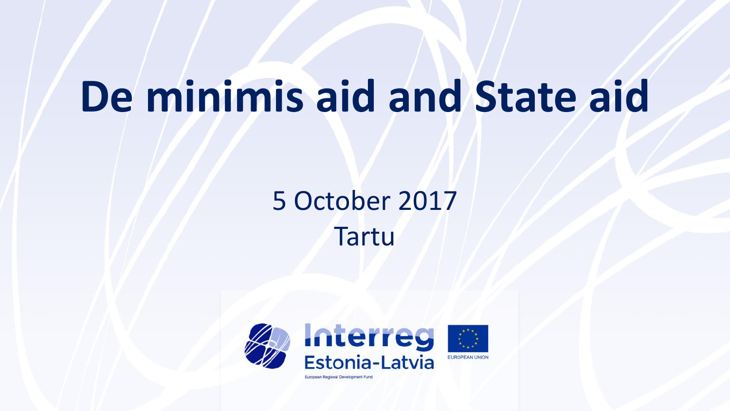# De minimis aid and State aid

5 October 2017

Tartu

Interreg Estonia-Latvia

European Regional Development Fund

EUROPEAN UNION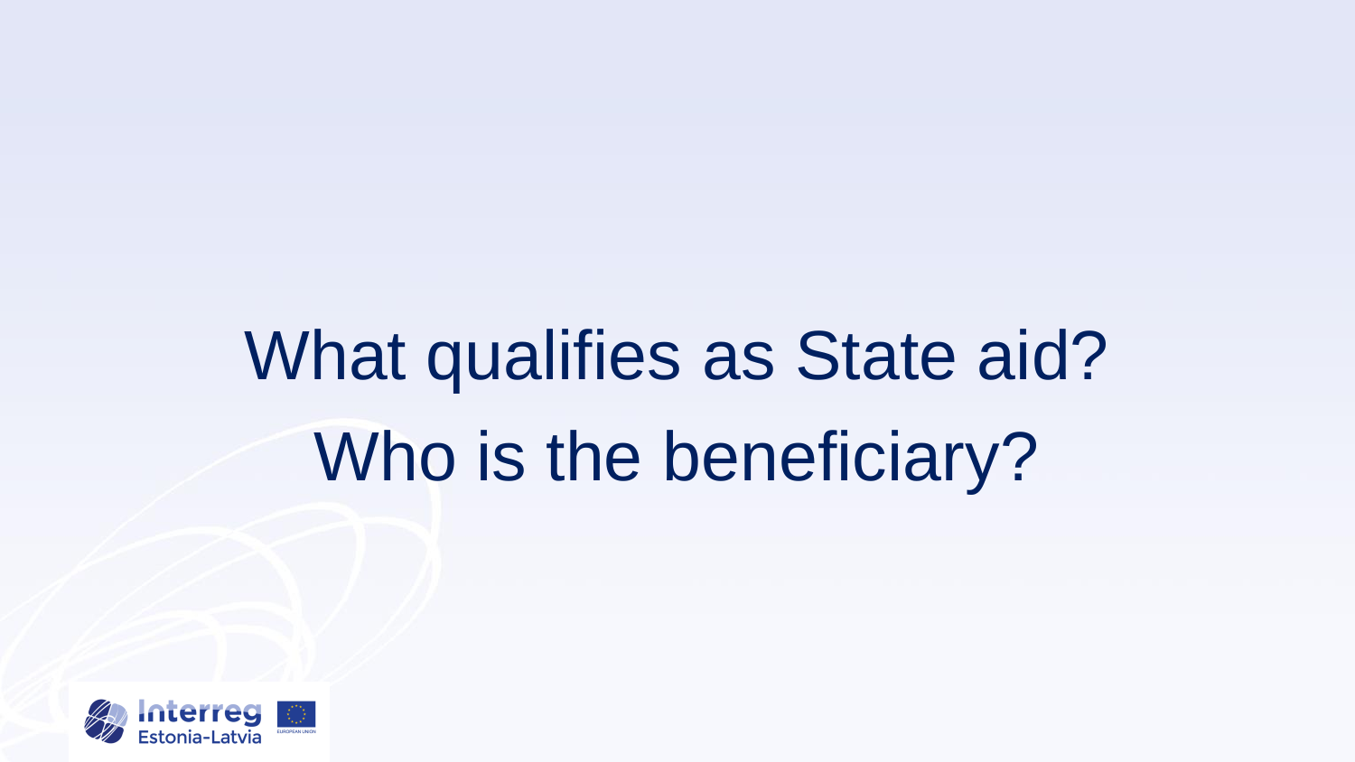# What qualifies as State aid?

# Who is the beneficiary?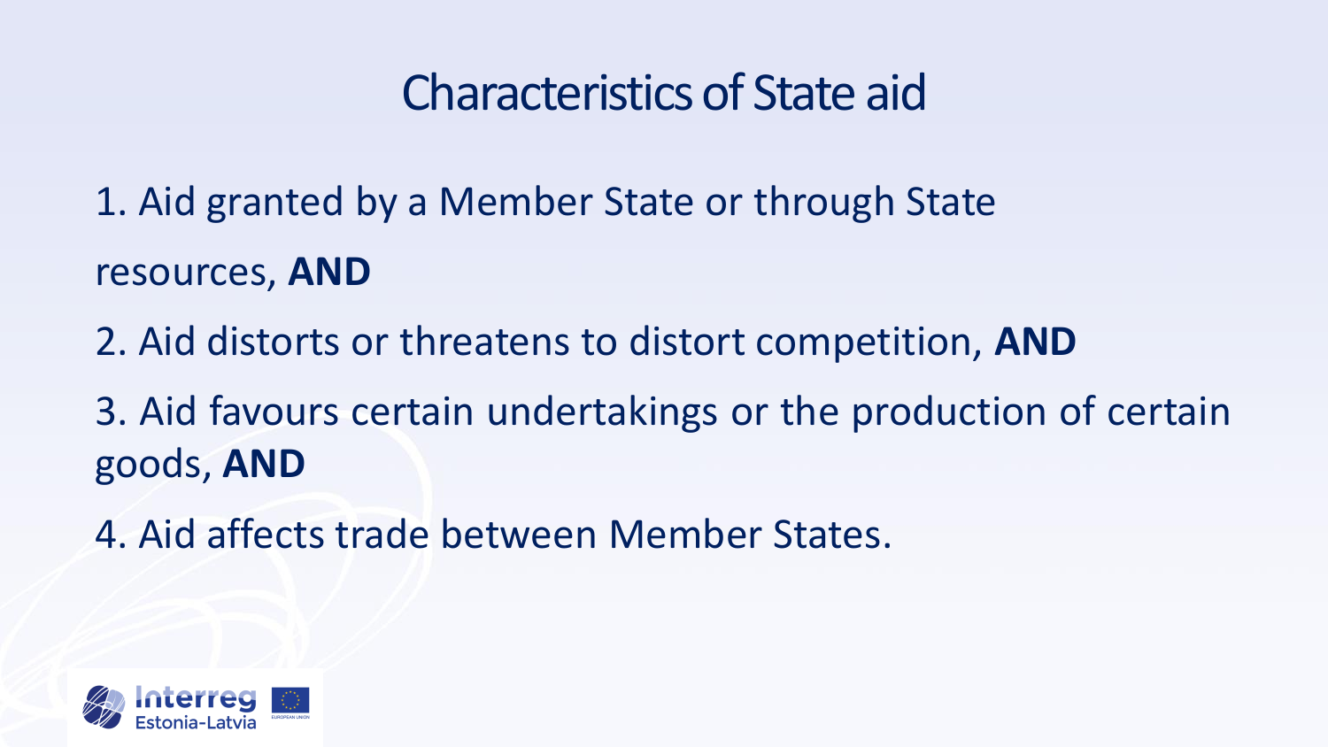# Characteristics of State aid

1. Aid granted by a Member State or through State resources, **AND**
2. Aid distorts or threatens to distort competition, **AND**
3. Aid favours certain undertakings or the production of certain goods, **AND**
4. Aid affects trade between Member States.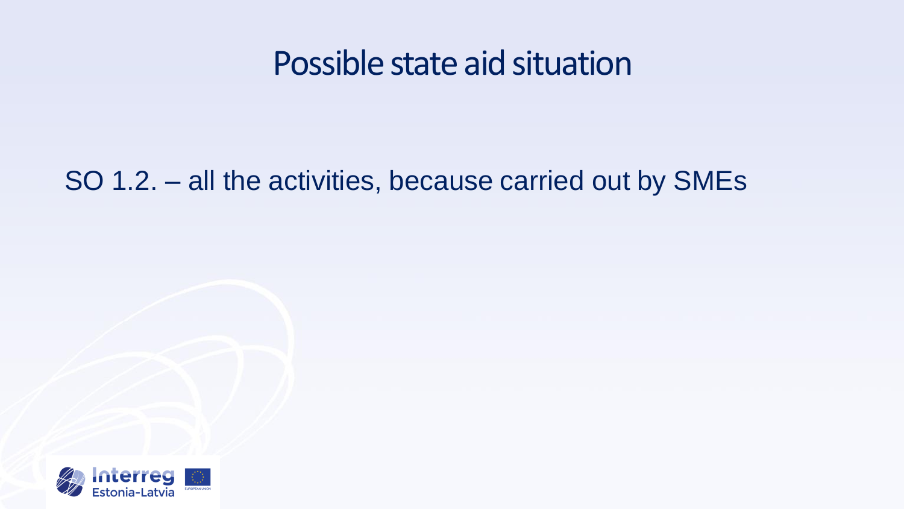# Possible state aid situation

SO 1.2. – all the activities, because carried out by SMEs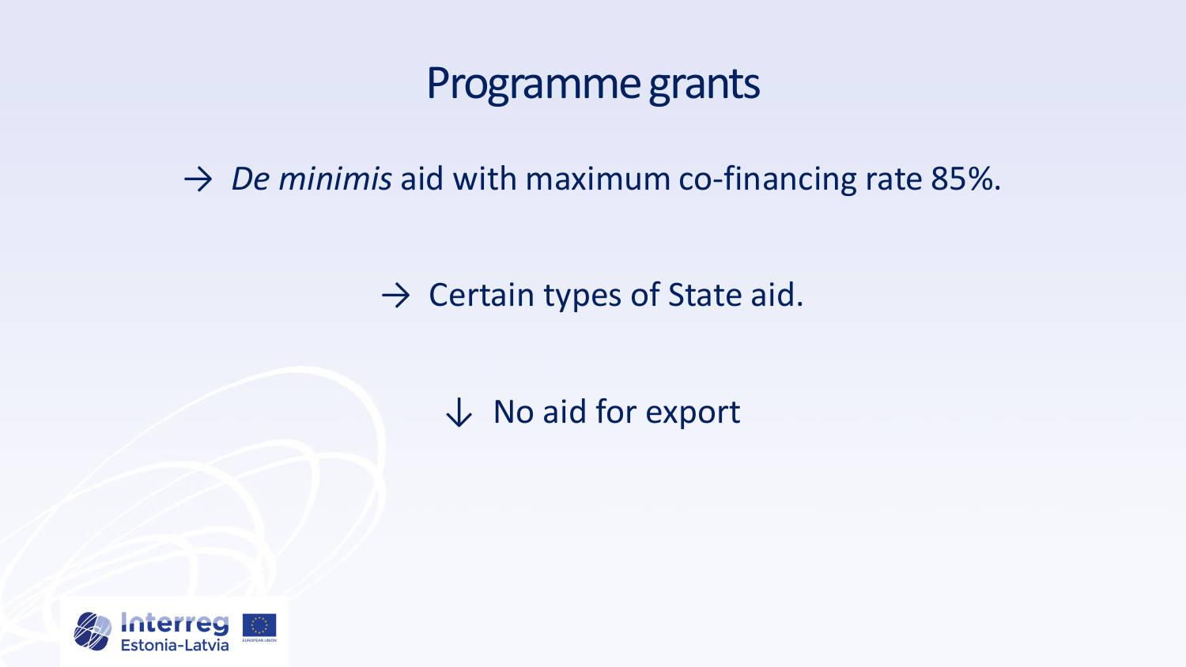# Programme grants

→ *De minimis* aid with maximum co-financing rate 85%.

→ Certain types of State aid.

↓ No aid for export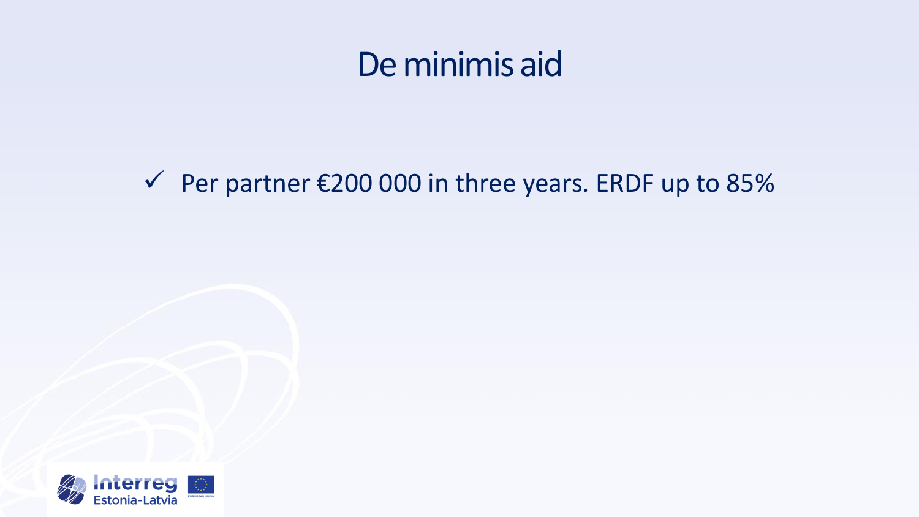# De minimis aid

- ✓ Per partner €200 000 in three years. ERDF up to 85%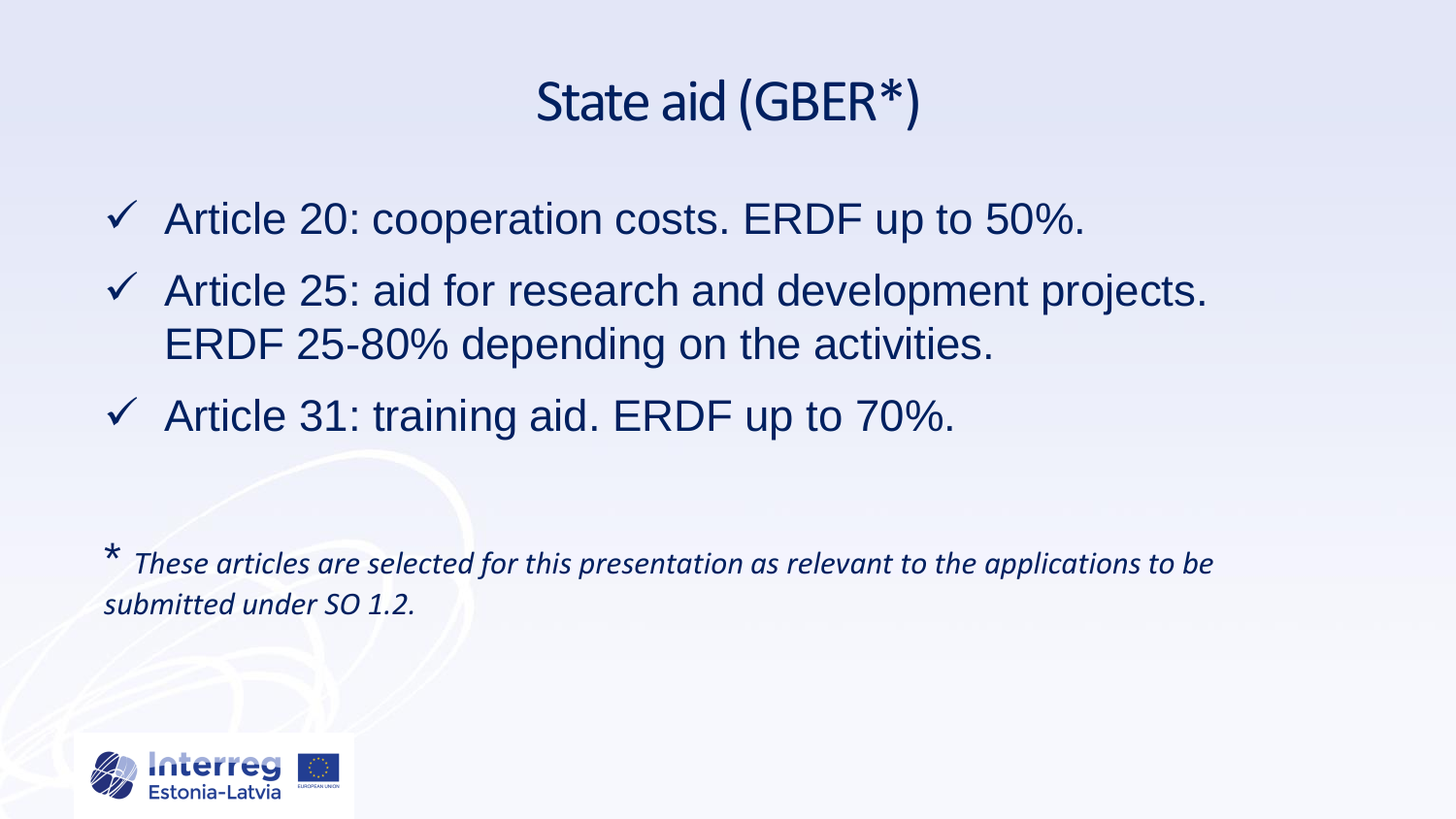# State aid (GBER*)

- ✓ Article 20: cooperation costs. ERDF up to 50%.
- ✓ Article 25: aid for research and development projects. ERDF 25-80% depending on the activities.
- ✓ Article 31: training aid. ERDF up to 70%.

\* *These articles are selected for this presentation as relevant to the applications to be submitted under SO 1.2.*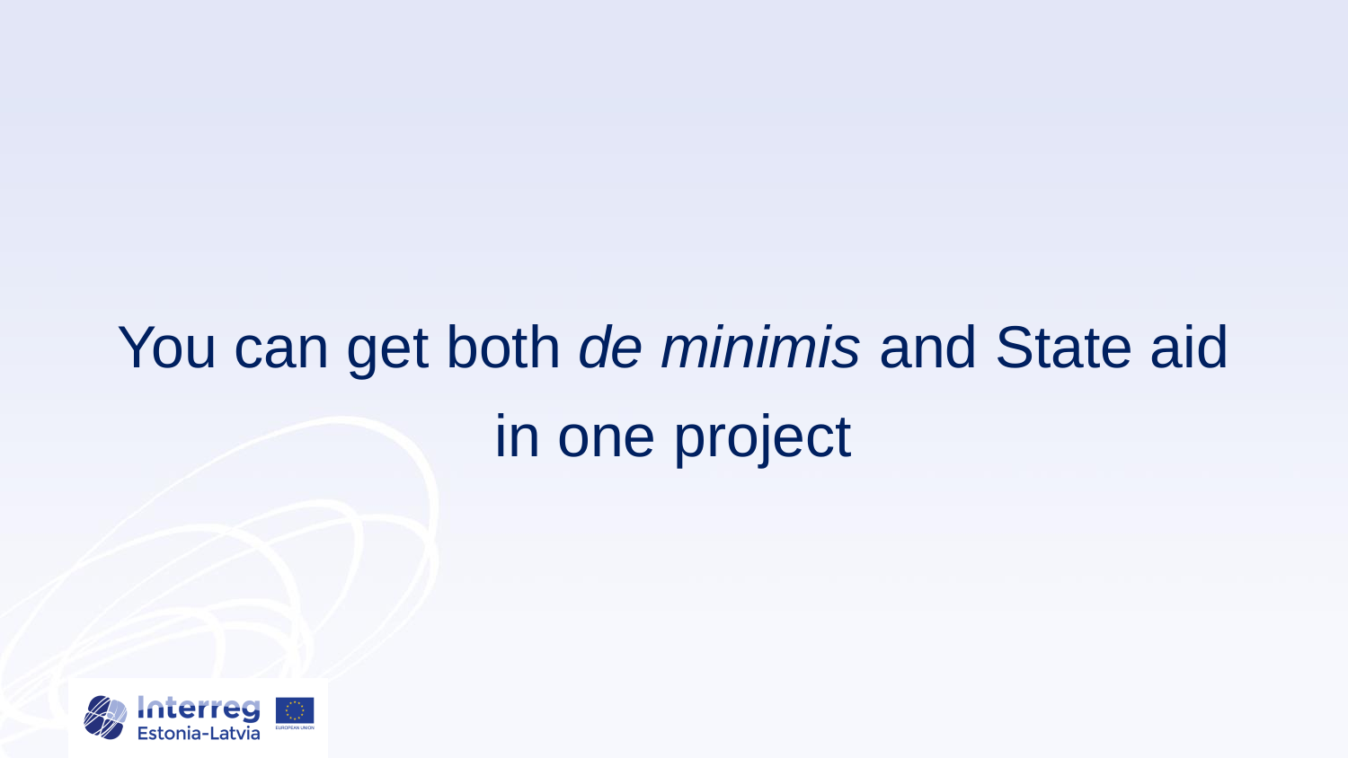# You can get both *de minimis* and State aid in one project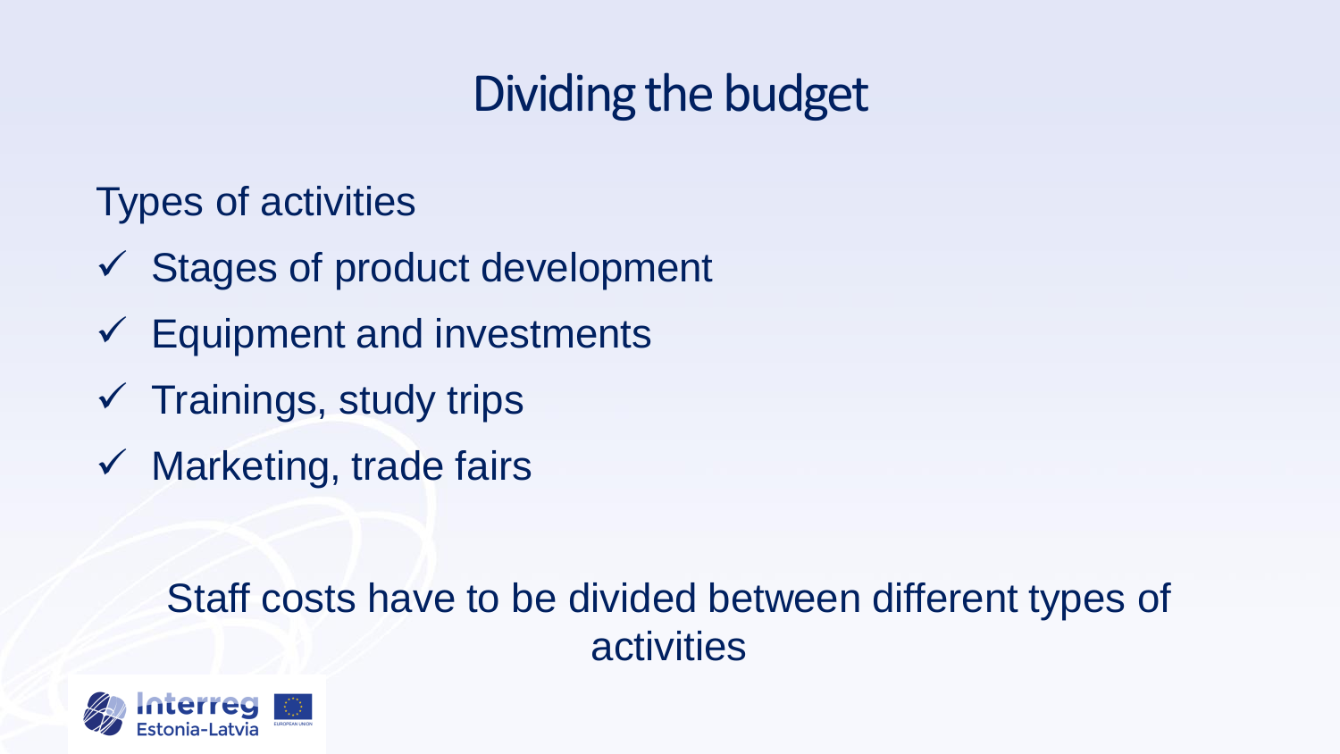# Dividing the budget

Types of activities

- ✓ Stages of product development
- ✓ Equipment and investments
- ✓ Trainings, study trips
- ✓ Marketing, trade fairs

Staff costs have to be divided between different types of activities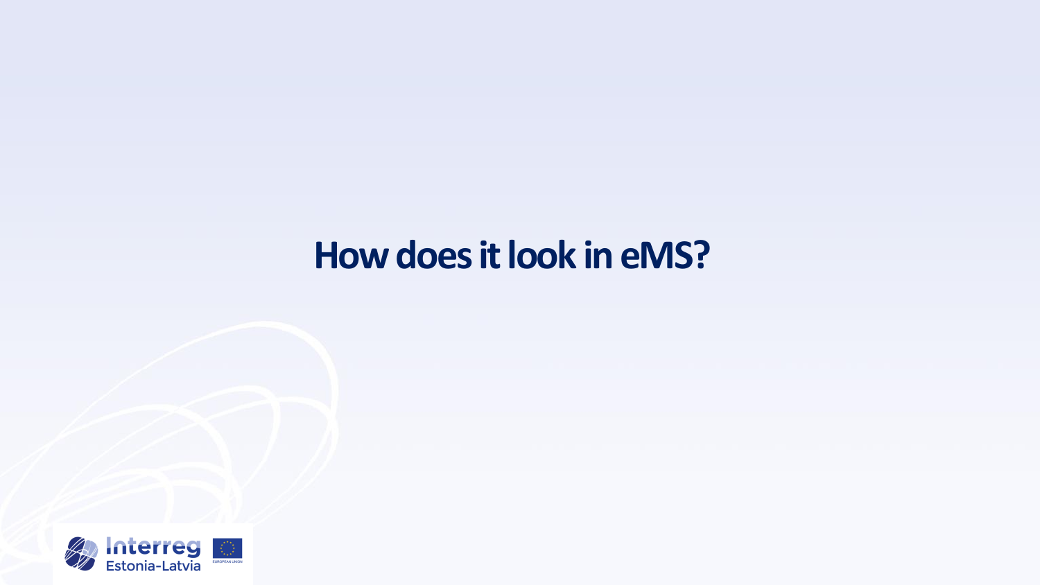# How does it look in eMS?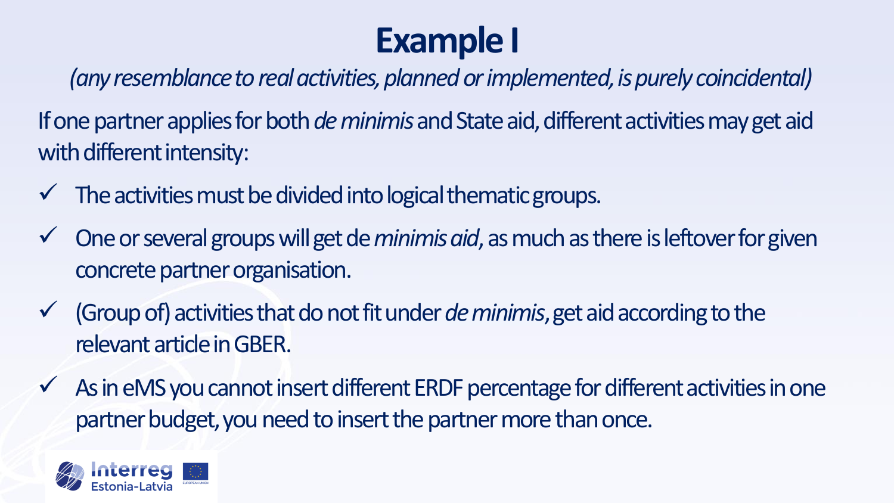# Example I

*(any resemblance to real activities, planned or implemented, is purely coincidental)*

If one partner applies for both *de minimis* and State aid, different activities may get aid with different intensity:

- ✓ The activities must be divided into logical thematic groups.
- ✓ One or several groups will get de *minimis aid*, as much as there is leftover for given concrete partner organisation.
- ✓ (Group of) activities that do not fit under *de minimis*, get aid according to the relevant article in GBER.
- ✓ As in eMS you cannot insert different ERDF percentage for different activities in one partner budget, you need to insert the partner more than once.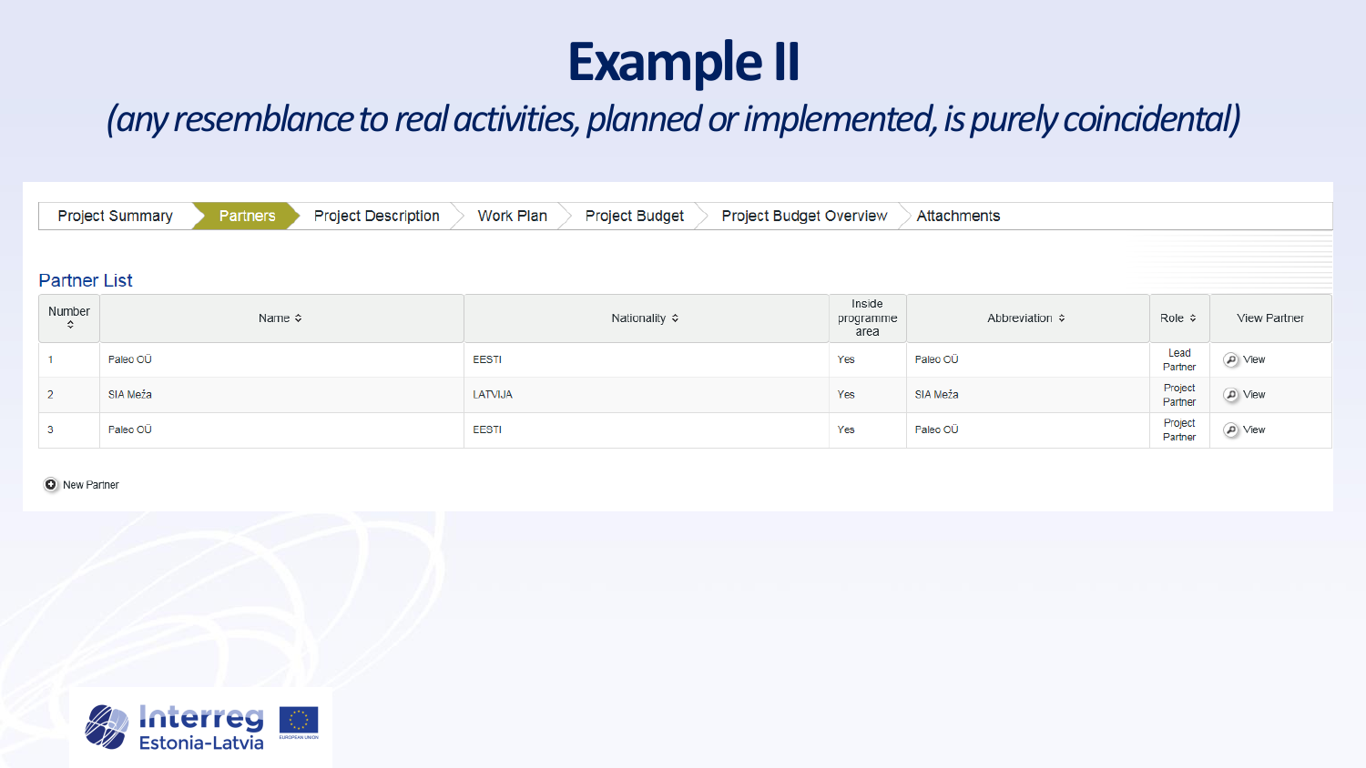# Example II

*(any resemblance to real activities, planned or implemented, is purely coincidental)*

Project Summary | **Partners** | Project Description | Work Plan | Project Budget | Project Budget Overview | Attachments

## Partner List

| Number | Name | Nationality | Inside programme area | Abbreviation | Role | View Partner |
|---|---|---|---|---|---|---|
| 1 | Paleo OÜ | EESTI | Yes | Paleo OÜ | Lead Partner | View |
| 2 | SIA Meža | LATVIJA | Yes | SIA Meža | Project Partner | View |
| 3 | Paleo OÜ | EESTI | Yes | Paleo OÜ | Project Partner | View |

New Partner

Interreg Estonia-Latvia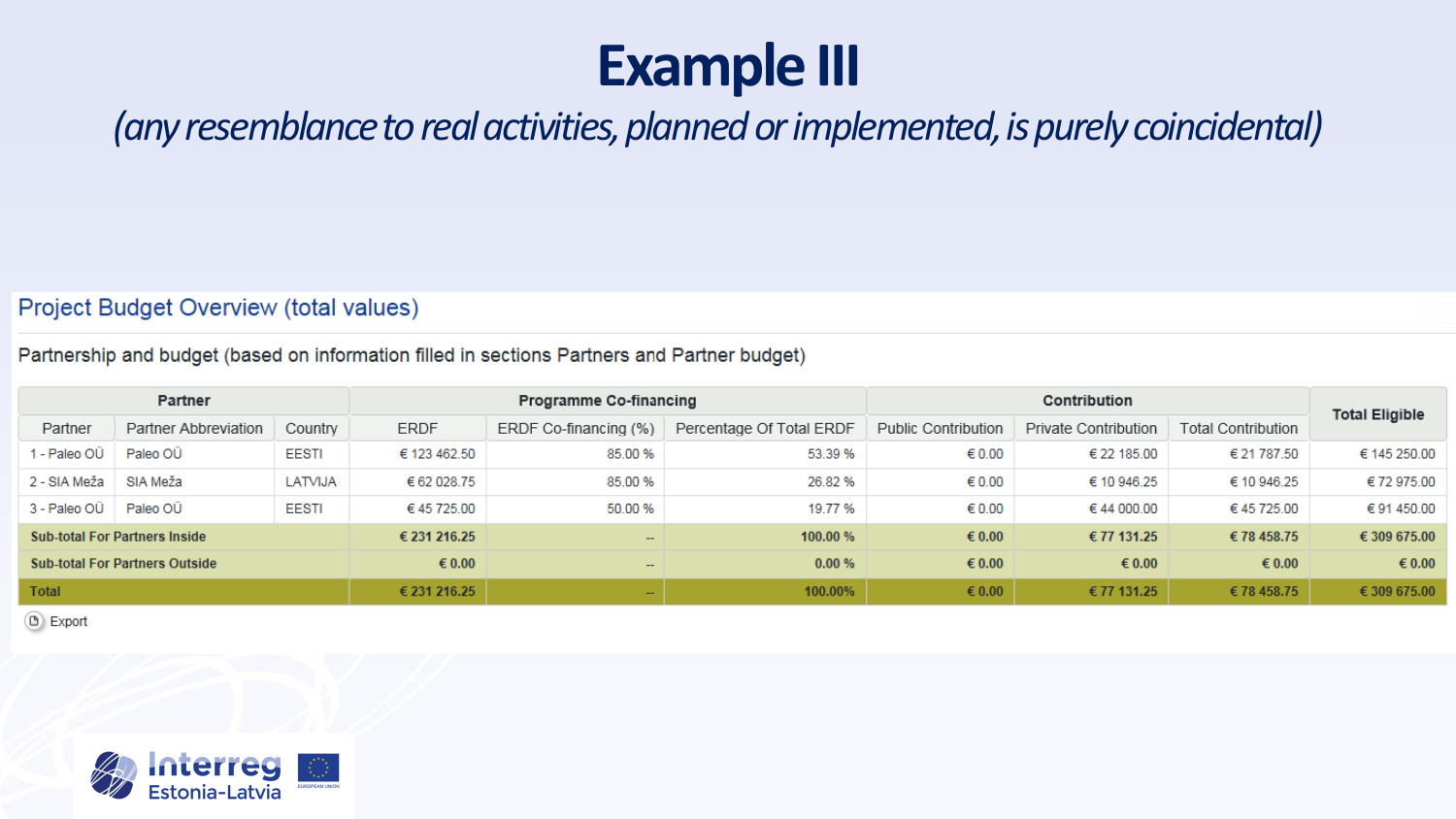# Example III

*(any resemblance to real activities, planned or implemented, is purely coincidental)*

## Project Budget Overview (total values)

Partnership and budget (based on information filled in sections Partners and Partner budget)

| Partner | | | Programme Co-financing | | | Contribution | | | Total Eligible |
|---|---|---|---|---|---|---|---|---|---|
| Partner | Partner Abbreviation | Country | ERDF | ERDF Co-financing (%) | Percentage Of Total ERDF | Public Contribution | Private Contribution | Total Contribution | |
| 1 - Paleo OÜ | Paleo OÜ | EESTI | € 123 462.50 | 85.00 % | 53.39 % | € 0.00 | € 22 185.00 | € 21 787.50 | € 145 250.00 |
| 2 - SIA Meža | SIA Meža | LATVIJA | € 62 028.75 | 85.00 % | 26.82 % | € 0.00 | € 10 946.25 | € 10 946.25 | € 72 975.00 |
| 3 - Paleo OÜ | Paleo OÜ | EESTI | € 45 725.00 | 50.00 % | 19.77 % | € 0.00 | € 44 000.00 | € 45 725.00 | € 91 450.00 |
| **Sub-total For Partners Inside** | | | **€ 231 216.25** | -- | **100.00 %** | **€ 0.00** | **€ 77 131.25** | **€ 78 458.75** | **€ 309 675.00** |
| **Sub-total For Partners Outside** | | | **€ 0.00** | -- | **0.00 %** | **€ 0.00** | **€ 0.00** | **€ 0.00** | **€ 0.00** |
| **Total** | | | **€ 231 216.25** | -- | **100.00%** | **€ 0.00** | **€ 77 131.25** | **€ 78 458.75** | **€ 309 675.00** |

Export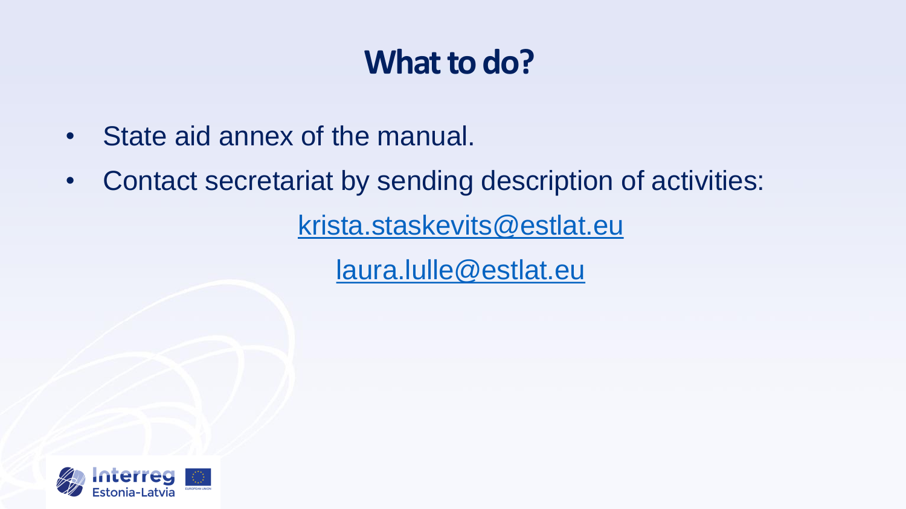# What to do?

- State aid annex of the manual.
- Contact secretariat by sending description of activities:

krista.staskevits@estlat.eu

laura.lulle@estlat.eu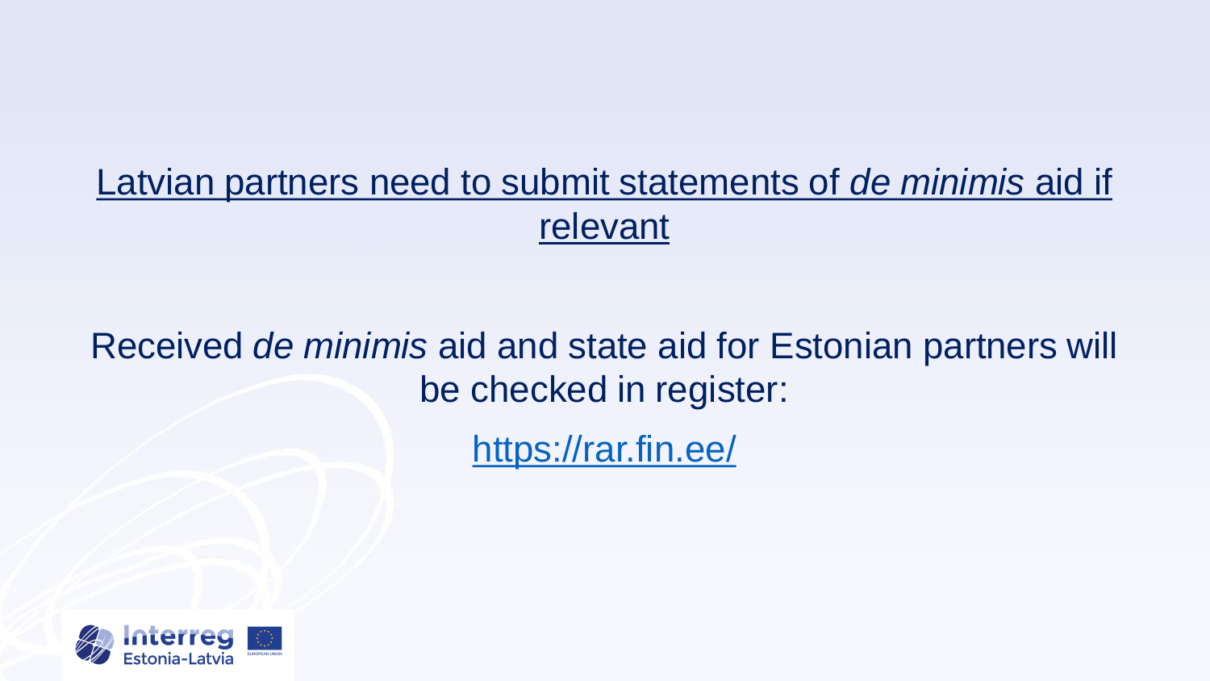Latvian partners need to submit statements of *de minimis* aid if relevant

Received *de minimis* aid and state aid for Estonian partners will be checked in register:

https://rar.fin.ee/